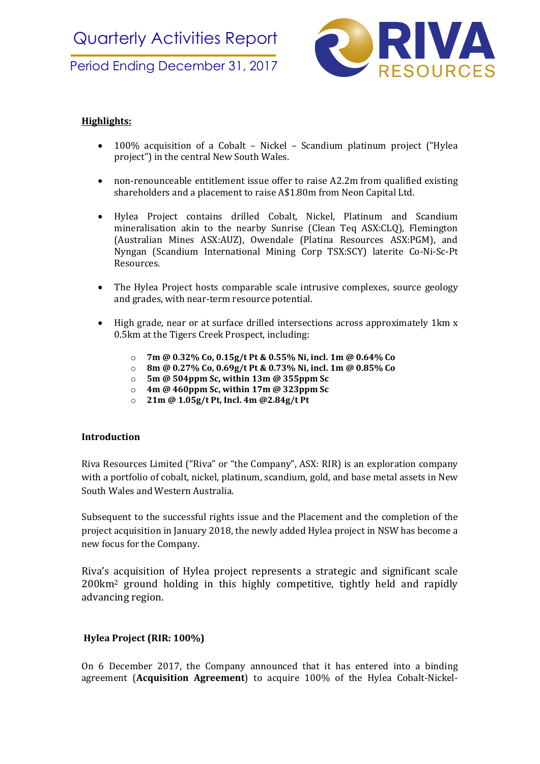# Quarterly Activities Report

## Period Ending December 31, 2017

**RIVA RESOURCES**

**Highlights:**

- 100% acquisition of a Cobalt – Nickel – Scandium platinum project ("Hylea project") in the central New South Wales.
- non-renounceable entitlement issue offer to raise A2.2m from qualified existing shareholders and a placement to raise A$1.80m from Neon Capital Ltd.
- Hylea Project contains drilled Cobalt, Nickel, Platinum and Scandium mineralisation akin to the nearby Sunrise (Clean Teq ASX:CLQ), Flemington (Australian Mines ASX:AUZ), Owendale (Platina Resources ASX:PGM), and Nyngan (Scandium International Mining Corp TSX:SCY) laterite Co-Ni-Sc-Pt Resources.
- The Hylea Project hosts comparable scale intrusive complexes, source geology and grades, with near-term resource potential.
- High grade, near or at surface drilled intersections across approximately 1km x 0.5km at the Tigers Creek Prospect, including:
  - **7m @ 0.32% Co, 0.15g/t Pt & 0.55% Ni, incl. 1m @ 0.64% Co**
  - **8m @ 0.27% Co, 0.69g/t Pt & 0.73% Ni, incl. 1m @ 0.85% Co**
  - **5m @ 504ppm Sc, within 13m @ 355ppm Sc**
  - **4m @ 460ppm Sc, within 17m @ 323ppm Sc**
  - **21m @ 1.05g/t Pt, Incl. 4m @2.84g/t Pt**

**Introduction**

Riva Resources Limited ("Riva" or "the Company", ASX: RIR) is an exploration company with a portfolio of cobalt, nickel, platinum, scandium, gold, and base metal assets in New South Wales and Western Australia.

Subsequent to the successful rights issue and the Placement and the completion of the project acquisition in January 2018, the newly added Hylea project in NSW has become a new focus for the Company.

Riva's acquisition of Hylea project represents a strategic and significant scale 200km$^2$ ground holding in this highly competitive, tightly held and rapidly advancing region.

**Hylea Project (RIR: 100%)**

On 6 December 2017, the Company announced that it has entered into a binding agreement (**Acquisition Agreement**) to acquire 100% of the Hylea Cobalt-Nickel-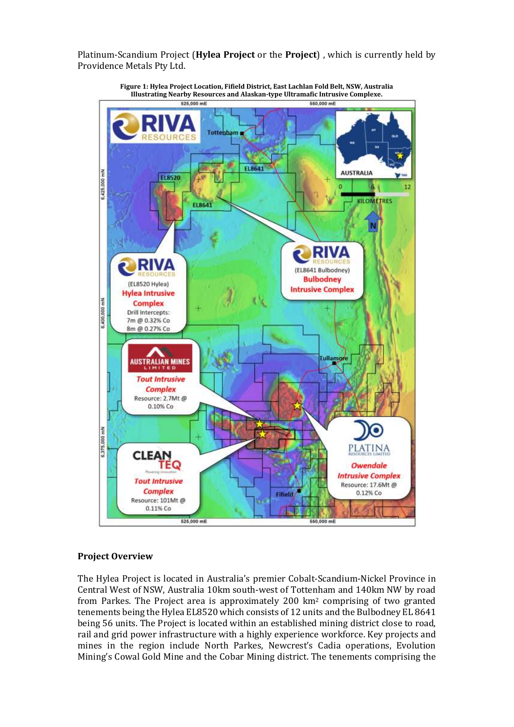Platinum-Scandium Project (**Hylea Project** or the **Project**) , which is currently held by Providence Metals Pty Ltd.

**Figure 1: Hylea Project Location, Fifield District, East Lachlan Fold Belt, NSW, Australia Illustrating Nearby Resources and Alaskan-type Ultramafic Intrusive Complexe.**

## Project Overview

The Hylea Project is located in Australia's premier Cobalt-Scandium-Nickel Province in Central West of NSW, Australia 10km south-west of Tottenham and 140km NW by road from Parkes. The Project area is approximately 200 km$^2$ comprising of two granted tenements being the Hylea EL8520 which consists of 12 units and the Bulbodney EL 8641 being 56 units. The Project is located within an established mining district close to road, rail and grid power infrastructure with a highly experience workforce. Key projects and mines in the region include North Parkes, Newcrest's Cadia operations, Evolution Mining's Cowal Gold Mine and the Cobar Mining district. The tenements comprising the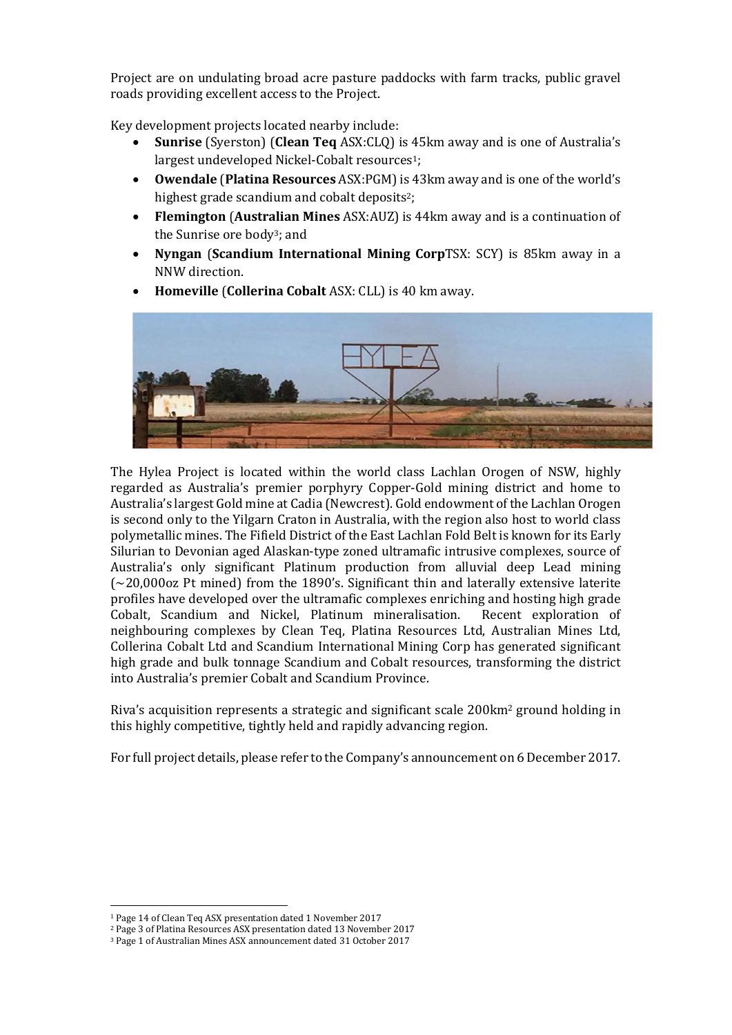Project are on undulating broad acre pasture paddocks with farm tracks, public gravel roads providing excellent access to the Project.

Key development projects located nearby include:

- **Sunrise** (Syerston) (**Clean Teq** ASX:CLQ) is 45km away and is one of Australia's largest undeveloped Nickel-Cobalt resources[1];
- **Owendale** (**Platina Resources** ASX:PGM) is 43km away and is one of the world's highest grade scandium and cobalt deposits[2];
- **Flemington** (**Australian Mines** ASX:AUZ) is 44km away and is a continuation of the Sunrise ore body[3]; and
- **Nyngan** (**Scandium International Mining Corp**TSX: SCY) is 85km away in a NNW direction.
- **Homeville** (**Collerina Cobalt** ASX: CLL) is 40 km away.

The Hylea Project is located within the world class Lachlan Orogen of NSW, highly regarded as Australia's premier porphyry Copper-Gold mining district and home to Australia's largest Gold mine at Cadia (Newcrest). Gold endowment of the Lachlan Orogen is second only to the Yilgarn Craton in Australia, with the region also host to world class polymetallic mines. The Fifield District of the East Lachlan Fold Belt is known for its Early Silurian to Devonian aged Alaskan-type zoned ultramafic intrusive complexes, source of Australia's only significant Platinum production from alluvial deep Lead mining (~20,000oz Pt mined) from the 1890's. Significant thin and laterally extensive laterite profiles have developed over the ultramafic complexes enriching and hosting high grade Cobalt, Scandium and Nickel, Platinum mineralisation. Recent exploration of neighbouring complexes by Clean Teq, Platina Resources Ltd, Australian Mines Ltd, Collerina Cobalt Ltd and Scandium International Mining Corp has generated significant high grade and bulk tonnage Scandium and Cobalt resources, transforming the district into Australia's premier Cobalt and Scandium Province.

Riva's acquisition represents a strategic and significant scale 200km$^2$ ground holding in this highly competitive, tightly held and rapidly advancing region.

For full project details, please refer to the Company's announcement on 6 December 2017.

---

[1] Page 14 of Clean Teq ASX presentation dated 1 November 2017

[2] Page 3 of Platina Resources ASX presentation dated 13 November 2017

[3] Page 1 of Australian Mines ASX announcement dated 31 October 2017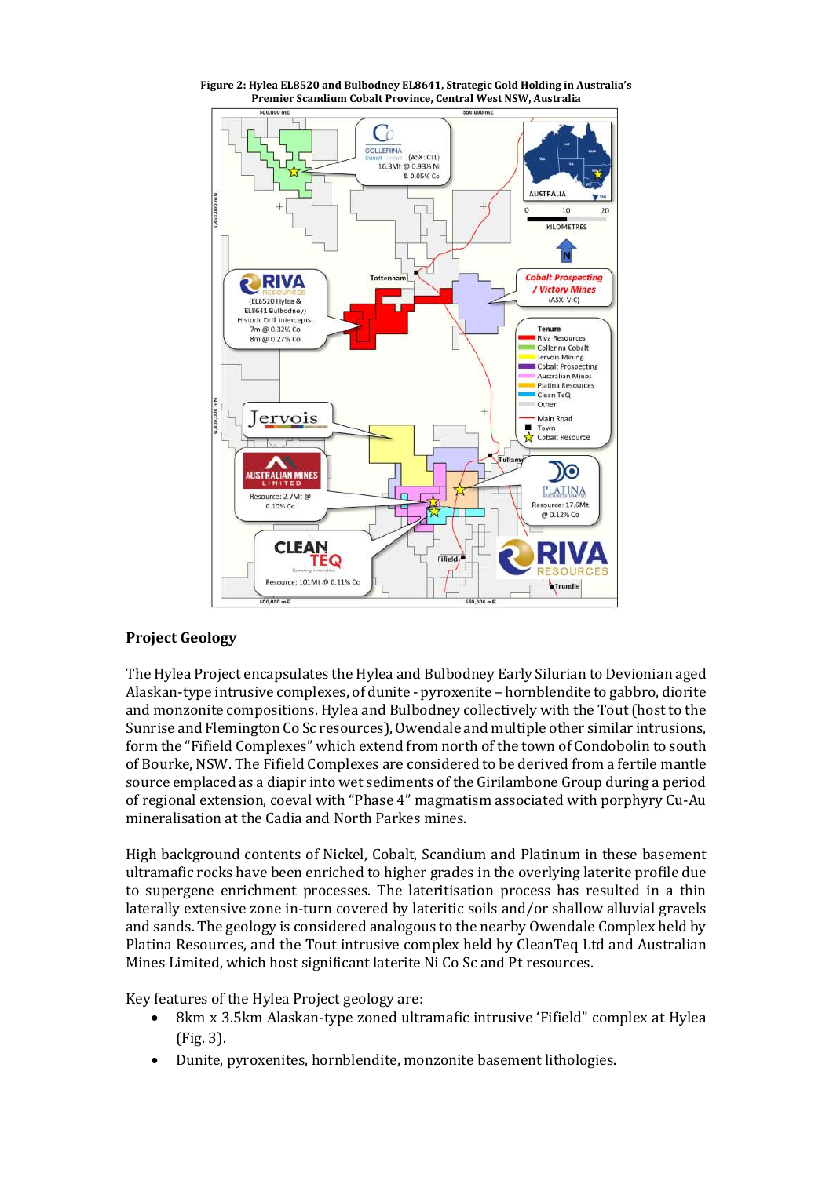**Figure 2: Hylea EL8520 and Bulbodney EL8641, Strategic Gold Holding in Australia's Premier Scandium Cobalt Province, Central West NSW, Australia**

## Project Geology

The Hylea Project encapsulates the Hylea and Bulbodney Early Silurian to Devonian aged Alaskan-type intrusive complexes, of dunite - pyroxenite – hornblendite to gabbro, diorite and monzonite compositions. Hylea and Bulbodney collectively with the Tout (host to the Sunrise and Flemington Co Sc resources), Owendale and multiple other similar intrusions, form the "Fifield Complexes" which extend from north of the town of Condobolin to south of Bourke, NSW. The Fifield Complexes are considered to be derived from a fertile mantle source emplaced as a diapir into wet sediments of the Girilambone Group during a period of regional extension, coeval with "Phase 4" magmatism associated with porphyry Cu-Au mineralisation at the Cadia and North Parkes mines.

High background contents of Nickel, Cobalt, Scandium and Platinum in these basement ultramafic rocks have been enriched to higher grades in the overlying laterite profile due to supergene enrichment processes. The lateritisation process has resulted in a thin laterally extensive zone in-turn covered by lateritic soils and/or shallow alluvial gravels and sands. The geology is considered analogous to the nearby Owendale Complex held by Platina Resources, and the Tout intrusive complex held by CleanTeq Ltd and Australian Mines Limited, which host significant laterite Ni Co Sc and Pt resources.

Key features of the Hylea Project geology are:

- 8km x 3.5km Alaskan-type zoned ultramafic intrusive 'Fifield" complex at Hylea (Fig. 3).
- Dunite, pyroxenites, hornblendite, monzonite basement lithologies.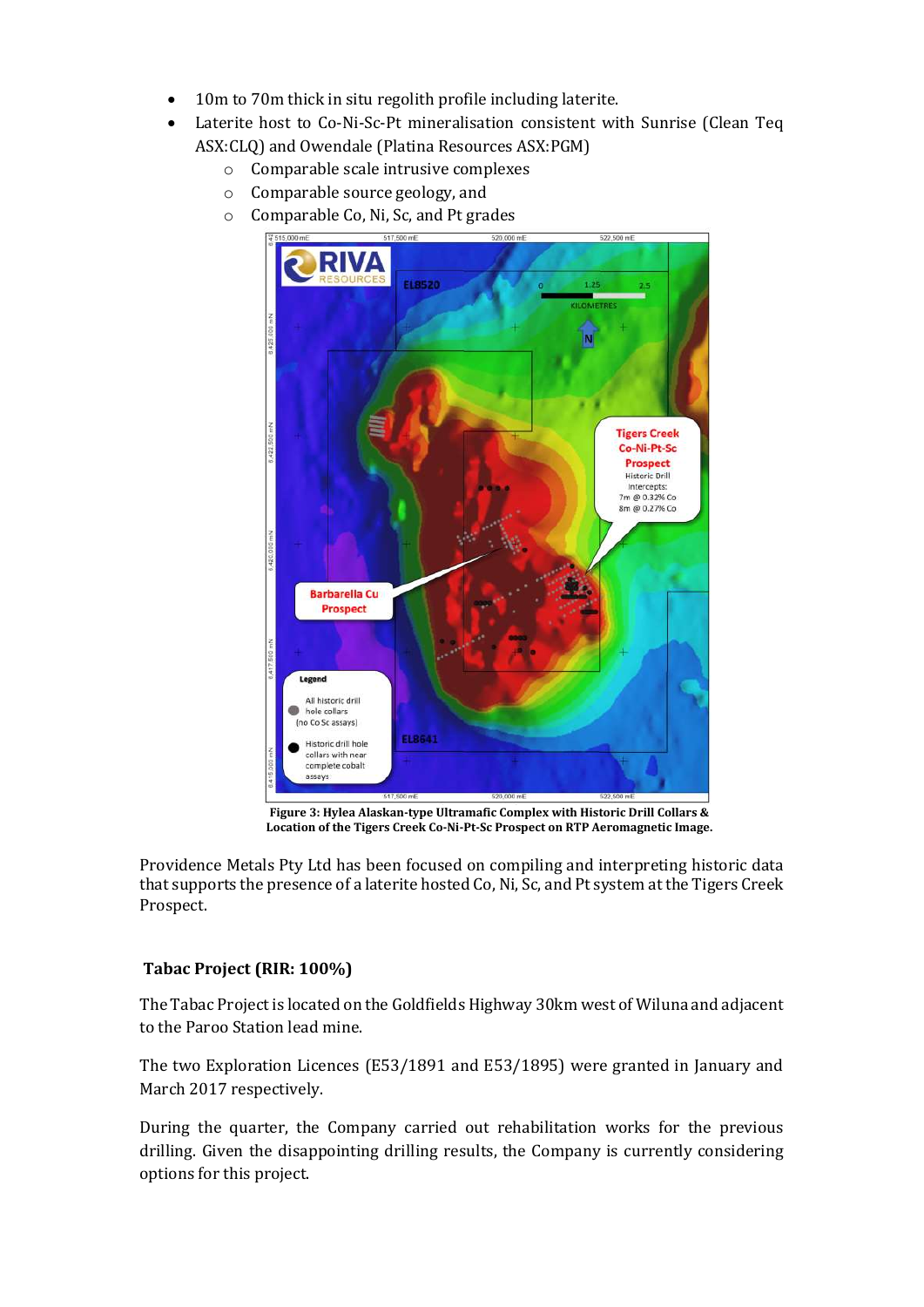- 10m to 70m thick in situ regolith profile including laterite.
- Laterite host to Co-Ni-Sc-Pt mineralisation consistent with Sunrise (Clean Teq ASX:CLQ) and Owendale (Platina Resources ASX:PGM)
    - Comparable scale intrusive complexes
    - Comparable source geology, and
    - Comparable Co, Ni, Sc, and Pt grades

**Figure 3: Hylea Alaskan-type Ultramafic Complex with Historic Drill Collars & Location of the Tigers Creek Co-Ni-Pt-Sc Prospect on RTP Aeromagnetic Image.**

Providence Metals Pty Ltd has been focused on compiling and interpreting historic data that supports the presence of a laterite hosted Co, Ni, Sc, and Pt system at the Tigers Creek Prospect.

## Tabac Project (RIR: 100%)

The Tabac Project is located on the Goldfields Highway 30km west of Wiluna and adjacent to the Paroo Station lead mine.

The two Exploration Licences (E53/1891 and E53/1895) were granted in January and March 2017 respectively.

During the quarter, the Company carried out rehabilitation works for the previous drilling. Given the disappointing drilling results, the Company is currently considering options for this project.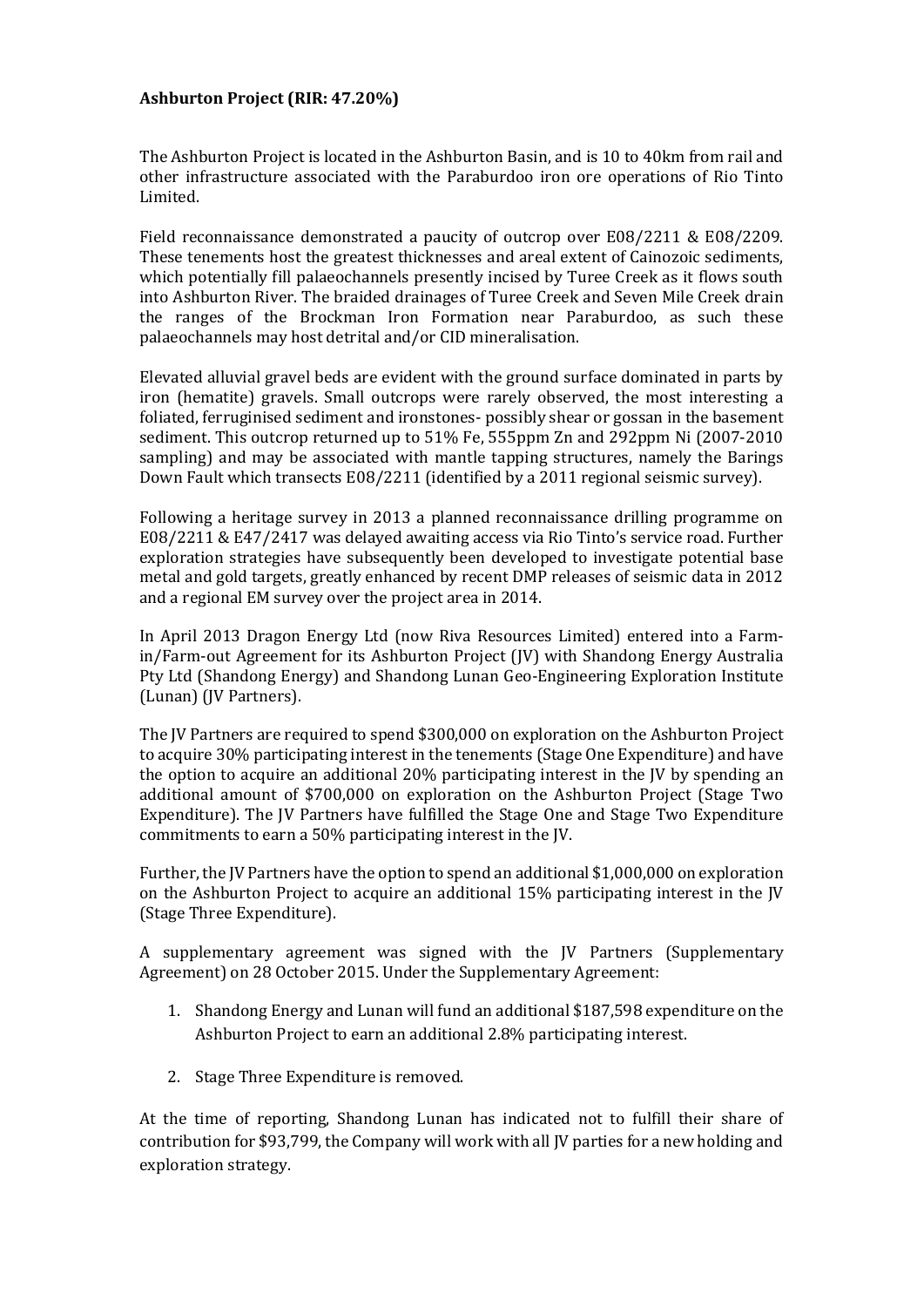**Ashburton Project (RIR: 47.20%)**

The Ashburton Project is located in the Ashburton Basin, and is 10 to 40km from rail and other infrastructure associated with the Paraburdoo iron ore operations of Rio Tinto Limited.

Field reconnaissance demonstrated a paucity of outcrop over E08/2211 & E08/2209. These tenements host the greatest thicknesses and areal extent of Cainozoic sediments, which potentially fill palaeochannels presently incised by Turee Creek as it flows south into Ashburton River. The braided drainages of Turee Creek and Seven Mile Creek drain the ranges of the Brockman Iron Formation near Paraburdoo, as such these palaeochannels may host detrital and/or CID mineralisation.

Elevated alluvial gravel beds are evident with the ground surface dominated in parts by iron (hematite) gravels. Small outcrops were rarely observed, the most interesting a foliated, ferruginised sediment and ironstones- possibly shear or gossan in the basement sediment. This outcrop returned up to 51% Fe, 555ppm Zn and 292ppm Ni (2007-2010 sampling) and may be associated with mantle tapping structures, namely the Barings Down Fault which transects E08/2211 (identified by a 2011 regional seismic survey).

Following a heritage survey in 2013 a planned reconnaissance drilling programme on E08/2211 & E47/2417 was delayed awaiting access via Rio Tinto's service road. Further exploration strategies have subsequently been developed to investigate potential base metal and gold targets, greatly enhanced by recent DMP releases of seismic data in 2012 and a regional EM survey over the project area in 2014.

In April 2013 Dragon Energy Ltd (now Riva Resources Limited) entered into a Farm-in/Farm-out Agreement for its Ashburton Project (JV) with Shandong Energy Australia Pty Ltd (Shandong Energy) and Shandong Lunan Geo-Engineering Exploration Institute (Lunan) (JV Partners).

The JV Partners are required to spend $300,000 on exploration on the Ashburton Project to acquire 30% participating interest in the tenements (Stage One Expenditure) and have the option to acquire an additional 20% participating interest in the JV by spending an additional amount of $700,000 on exploration on the Ashburton Project (Stage Two Expenditure). The JV Partners have fulfilled the Stage One and Stage Two Expenditure commitments to earn a 50% participating interest in the JV.

Further, the JV Partners have the option to spend an additional $1,000,000 on exploration on the Ashburton Project to acquire an additional 15% participating interest in the JV (Stage Three Expenditure).

A supplementary agreement was signed with the JV Partners (Supplementary Agreement) on 28 October 2015. Under the Supplementary Agreement:

1. Shandong Energy and Lunan will fund an additional $187,598 expenditure on the Ashburton Project to earn an additional 2.8% participating interest.

2. Stage Three Expenditure is removed.

At the time of reporting, Shandong Lunan has indicated not to fulfill their share of contribution for $93,799, the Company will work with all JV parties for a new holding and exploration strategy.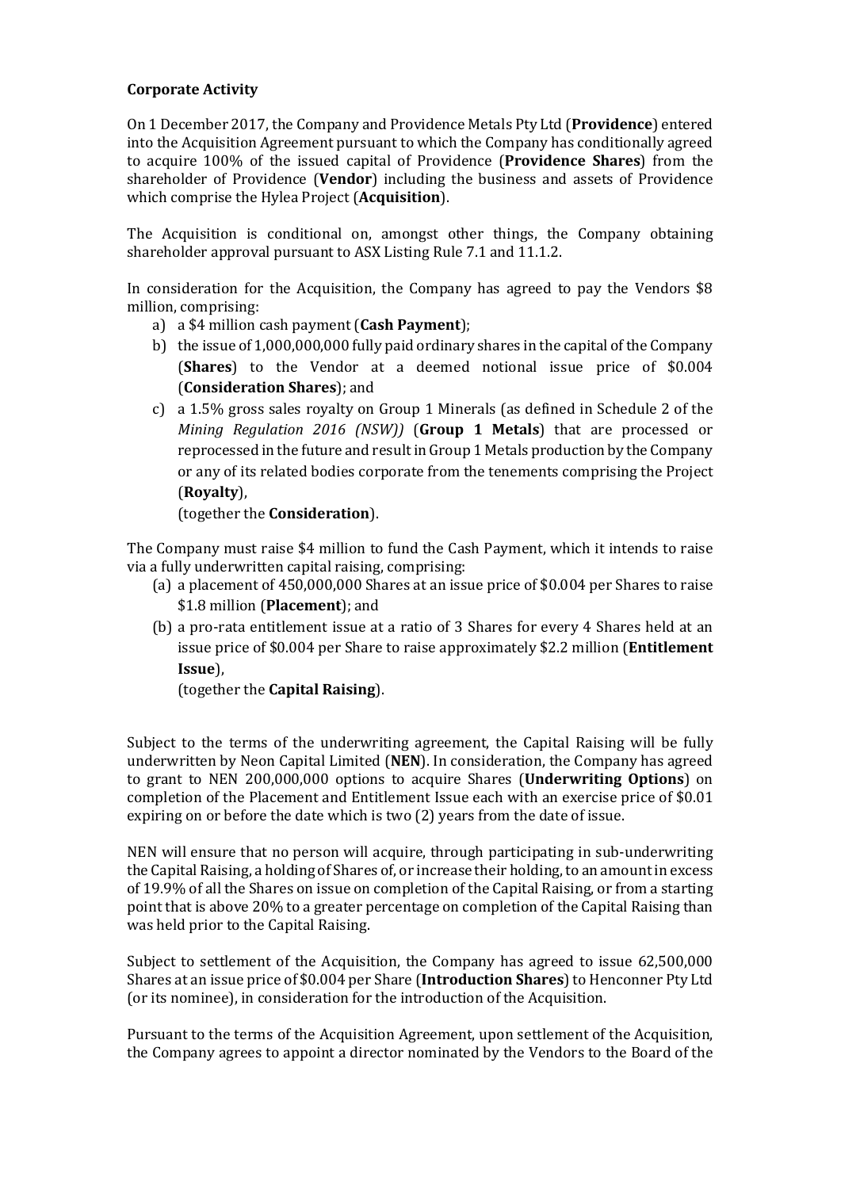**Corporate Activity**

On 1 December 2017, the Company and Providence Metals Pty Ltd (**Providence**) entered into the Acquisition Agreement pursuant to which the Company has conditionally agreed to acquire 100% of the issued capital of Providence (**Providence Shares**) from the shareholder of Providence (**Vendor**) including the business and assets of Providence which comprise the Hylea Project (**Acquisition**).

The Acquisition is conditional on, amongst other things, the Company obtaining shareholder approval pursuant to ASX Listing Rule 7.1 and 11.1.2.

In consideration for the Acquisition, the Company has agreed to pay the Vendors $8 million, comprising:

a) a $4 million cash payment (**Cash Payment**);
b) the issue of 1,000,000,000 fully paid ordinary shares in the capital of the Company (**Shares**) to the Vendor at a deemed notional issue price of $0.004 (**Consideration Shares**); and
c) a 1.5% gross sales royalty on Group 1 Minerals (as defined in Schedule 2 of the *Mining Regulation 2016 (NSW))* (**Group 1 Metals**) that are processed or reprocessed in the future and result in Group 1 Metals production by the Company or any of its related bodies corporate from the tenements comprising the Project (**Royalty**),

   (together the **Consideration**).

The Company must raise $4 million to fund the Cash Payment, which it intends to raise via a fully underwritten capital raising, comprising:

(a) a placement of 450,000,000 Shares at an issue price of $0.004 per Shares to raise $1.8 million (**Placement**); and
(b) a pro-rata entitlement issue at a ratio of 3 Shares for every 4 Shares held at an issue price of $0.004 per Share to raise approximately $2.2 million (**Entitlement Issue**),

   (together the **Capital Raising**).

Subject to the terms of the underwriting agreement, the Capital Raising will be fully underwritten by Neon Capital Limited (**NEN**). In consideration, the Company has agreed to grant to NEN 200,000,000 options to acquire Shares (**Underwriting Options**) on completion of the Placement and Entitlement Issue each with an exercise price of $0.01 expiring on or before the date which is two (2) years from the date of issue.

NEN will ensure that no person will acquire, through participating in sub-underwriting the Capital Raising, a holding of Shares of, or increase their holding, to an amount in excess of 19.9% of all the Shares on issue on completion of the Capital Raising, or from a starting point that is above 20% to a greater percentage on completion of the Capital Raising than was held prior to the Capital Raising.

Subject to settlement of the Acquisition, the Company has agreed to issue 62,500,000 Shares at an issue price of $0.004 per Share (**Introduction Shares**) to Henconner Pty Ltd (or its nominee), in consideration for the introduction of the Acquisition.

Pursuant to the terms of the Acquisition Agreement, upon settlement of the Acquisition, the Company agrees to appoint a director nominated by the Vendors to the Board of the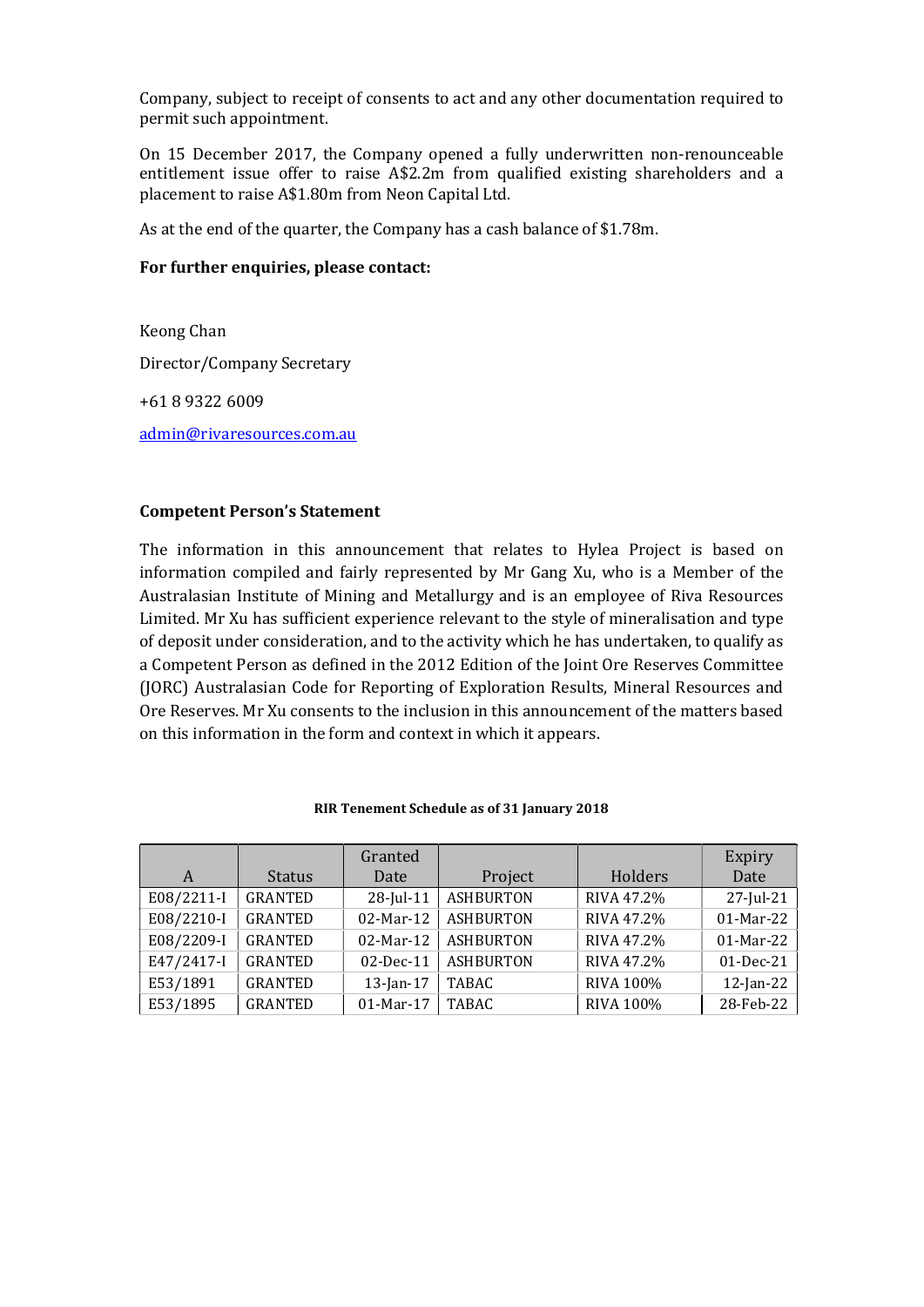Company, subject to receipt of consents to act and any other documentation required to permit such appointment.

On 15 December 2017, the Company opened a fully underwritten non-renounceable entitlement issue offer to raise A$2.2m from qualified existing shareholders and a placement to raise A$1.80m from Neon Capital Ltd.

As at the end of the quarter, the Company has a cash balance of $1.78m.

**For further enquiries, please contact:**

Keong Chan

Director/Company Secretary

+61 8 9322 6009

admin@rivaresources.com.au

**Competent Person's Statement**

The information in this announcement that relates to Hylea Project is based on information compiled and fairly represented by Mr Gang Xu, who is a Member of the Australasian Institute of Mining and Metallurgy and is an employee of Riva Resources Limited. Mr Xu has sufficient experience relevant to the style of mineralisation and type of deposit under consideration, and to the activity which he has undertaken, to qualify as a Competent Person as defined in the 2012 Edition of the Joint Ore Reserves Committee (JORC) Australasian Code for Reporting of Exploration Results, Mineral Resources and Ore Reserves. Mr Xu consents to the inclusion in this announcement of the matters based on this information in the form and context in which it appears.

**RIR Tenement Schedule as of 31 January 2018**

| A | Status | Granted Date | Project | Holders | Expiry Date |
|---|---|---|---|---|---|
| E08/2211-I | GRANTED | 28-Jul-11 | ASHBURTON | RIVA 47.2% | 27-Jul-21 |
| E08/2210-I | GRANTED | 02-Mar-12 | ASHBURTON | RIVA 47.2% | 01-Mar-22 |
| E08/2209-I | GRANTED | 02-Mar-12 | ASHBURTON | RIVA 47.2% | 01-Mar-22 |
| E47/2417-I | GRANTED | 02-Dec-11 | ASHBURTON | RIVA 47.2% | 01-Dec-21 |
| E53/1891 | GRANTED | 13-Jan-17 | TABAC | RIVA 100% | 12-Jan-22 |
| E53/1895 | GRANTED | 01-Mar-17 | TABAC | RIVA 100% | 28-Feb-22 |